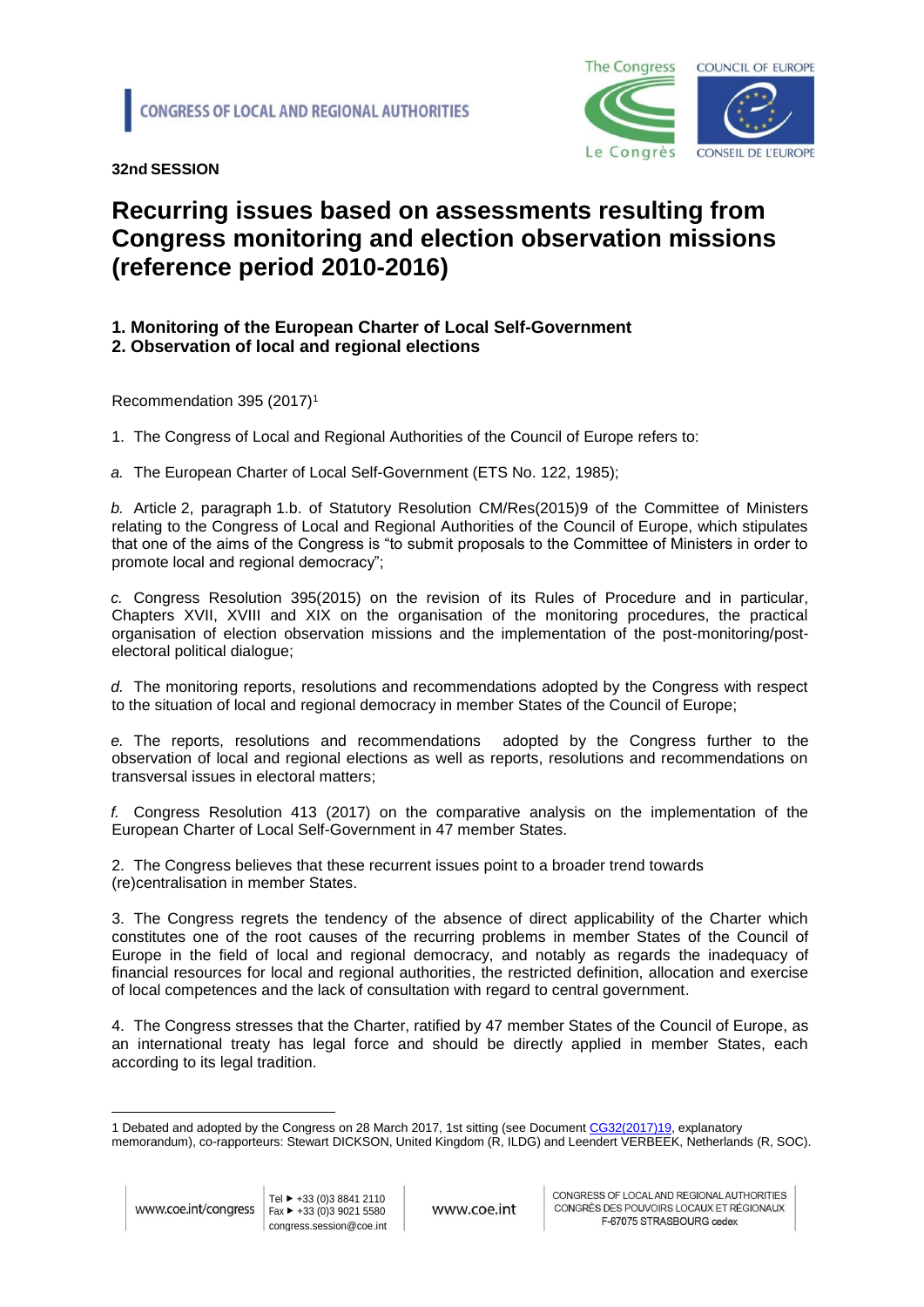CONGRESS OF LOCAL AND REGIONAL AUTHORITIES

**32nd SESSION**

# Recurring issues based on assessments resulting from Congress monitoring and election observation missions (reference period 2010-2016)

**1. Monitoring of the European Charter of Local Self-Government**
**2. Observation of local and regional elections**

Recommendation 395 (2017)[1]

1. The Congress of Local and Regional Authorities of the Council of Europe refers to:

*a.* The European Charter of Local Self-Government (ETS No. 122, 1985);

*b.* Article 2, paragraph 1.b. of Statutory Resolution CM/Res(2015)9 of the Committee of Ministers relating to the Congress of Local and Regional Authorities of the Council of Europe, which stipulates that one of the aims of the Congress is "to submit proposals to the Committee of Ministers in order to promote local and regional democracy";

*c.* Congress Resolution 395(2015) on the revision of its Rules of Procedure and in particular, Chapters XVII, XVIII and XIX on the organisation of the monitoring procedures, the practical organisation of election observation missions and the implementation of the post-monitoring/post-electoral political dialogue;

*d.* The monitoring reports, resolutions and recommendations adopted by the Congress with respect to the situation of local and regional democracy in member States of the Council of Europe;

*e.* The reports, resolutions and recommendations adopted by the Congress further to the observation of local and regional elections as well as reports, resolutions and recommendations on transversal issues in electoral matters;

*f.* Congress Resolution 413 (2017) on the comparative analysis on the implementation of the European Charter of Local Self-Government in 47 member States.

2. The Congress believes that these recurrent issues point to a broader trend towards (re)centralisation in member States.

3. The Congress regrets the tendency of the absence of direct applicability of the Charter which constitutes one of the root causes of the recurring problems in member States of the Council of Europe in the field of local and regional democracy, and notably as regards the inadequacy of financial resources for local and regional authorities, the restricted definition, allocation and exercise of local competences and the lack of consultation with regard to central government.

4. The Congress stresses that the Charter, ratified by 47 member States of the Council of Europe, as an international treaty has legal force and should be directly applied in member States, each according to its legal tradition.

---

1 Debated and adopted by the Congress on 28 March 2017, 1st sitting (see Document CG32(2017)19, explanatory memorandum), co-rapporteurs: Stewart DICKSON, United Kingdom (R, ILDG) and Leendert VERBEEK, Netherlands (R, SOC).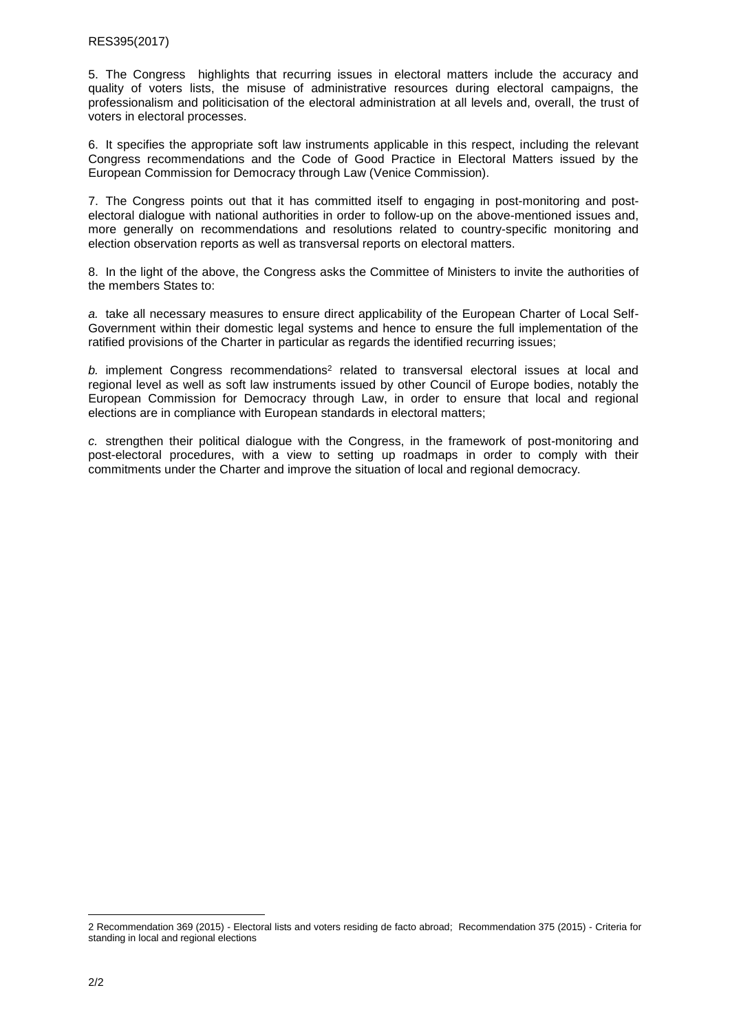5. The Congress highlights that recurring issues in electoral matters include the accuracy and quality of voters lists, the misuse of administrative resources during electoral campaigns, the professionalism and politicisation of the electoral administration at all levels and, overall, the trust of voters in electoral processes.

6. It specifies the appropriate soft law instruments applicable in this respect, including the relevant Congress recommendations and the Code of Good Practice in Electoral Matters issued by the European Commission for Democracy through Law (Venice Commission).

7. The Congress points out that it has committed itself to engaging in post-monitoring and post-electoral dialogue with national authorities in order to follow-up on the above-mentioned issues and, more generally on recommendations and resolutions related to country-specific monitoring and election observation reports as well as transversal reports on electoral matters.

8. In the light of the above, the Congress asks the Committee of Ministers to invite the authorities of the members States to:

*a.* take all necessary measures to ensure direct applicability of the European Charter of Local Self-Government within their domestic legal systems and hence to ensure the full implementation of the ratified provisions of the Charter in particular as regards the identified recurring issues;

*b.* implement Congress recommendations[2] related to transversal electoral issues at local and regional level as well as soft law instruments issued by other Council of Europe bodies, notably the European Commission for Democracy through Law, in order to ensure that local and regional elections are in compliance with European standards in electoral matters;

*c.* strengthen their political dialogue with the Congress, in the framework of post-monitoring and post-electoral procedures, with a view to setting up roadmaps in order to comply with their commitments under the Charter and improve the situation of local and regional democracy.

---

2 Recommendation 369 (2015) - Electoral lists and voters residing de facto abroad; Recommendation 375 (2015) - Criteria for standing in local and regional elections